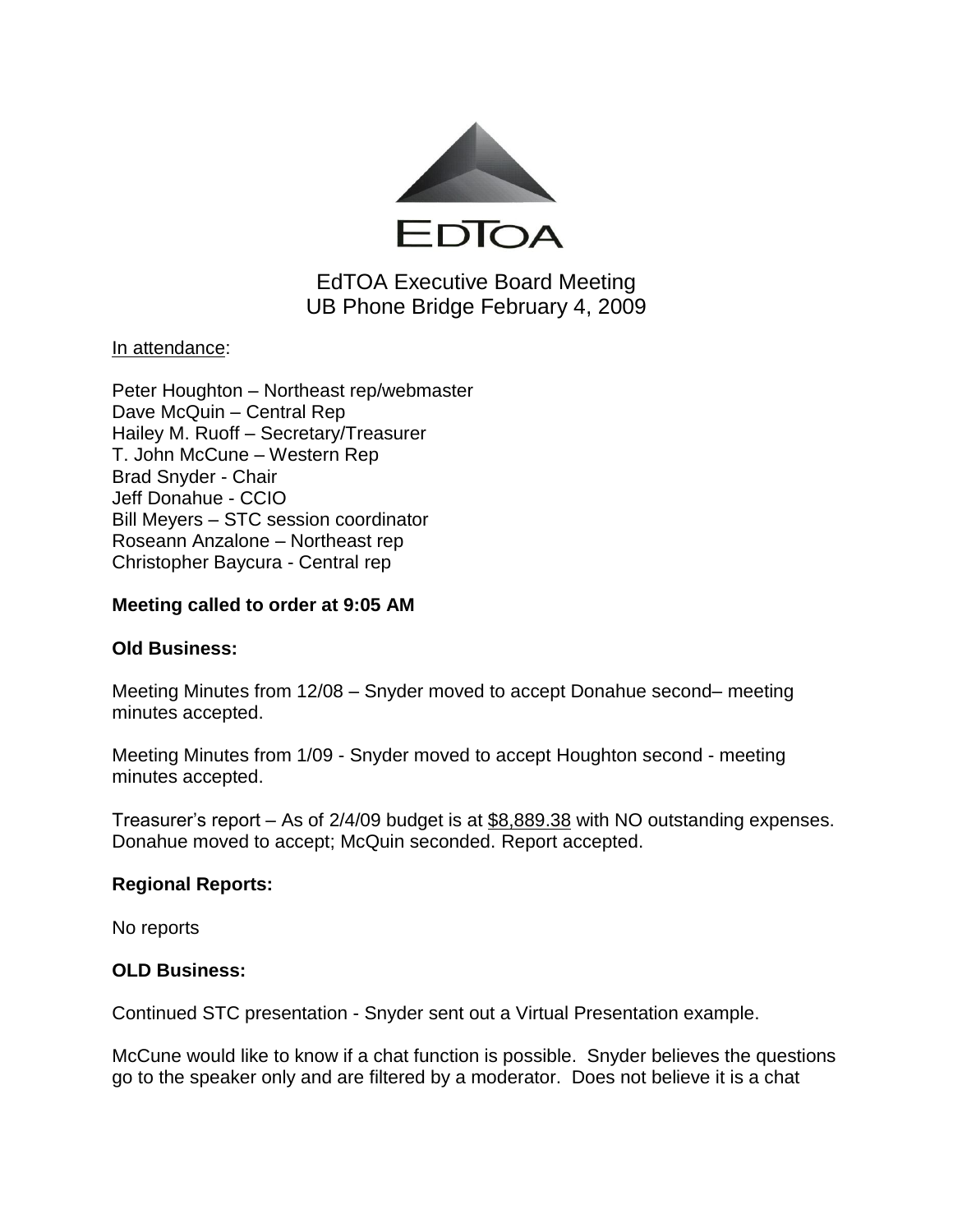EdTOA

# EdTOA Executive Board Meeting
## UB Phone Bridge February 4, 2009

In attendance:

Peter Houghton – Northeast rep/webmaster
Dave McQuin – Central Rep
Hailey M. Ruoff – Secretary/Treasurer
T. John McCune – Western Rep
Brad Snyder - Chair
Jeff Donahue - CCIO
Bill Meyers – STC session coordinator
Roseann Anzalone – Northeast rep
Christopher Baycura - Central rep

**Meeting called to order at 9:05 AM**

**Old Business:**

Meeting Minutes from 12/08 – Snyder moved to accept Donahue second– meeting minutes accepted.

Meeting Minutes from 1/09 - Snyder moved to accept Houghton second - meeting minutes accepted.

Treasurer's report – As of 2/4/09 budget is at $8,889.38 with NO outstanding expenses. Donahue moved to accept; McQuin seconded. Report accepted.

**Regional Reports:**

No reports

**OLD Business:**

Continued STC presentation - Snyder sent out a Virtual Presentation example.

McCune would like to know if a chat function is possible. Snyder believes the questions go to the speaker only and are filtered by a moderator. Does not believe it is a chat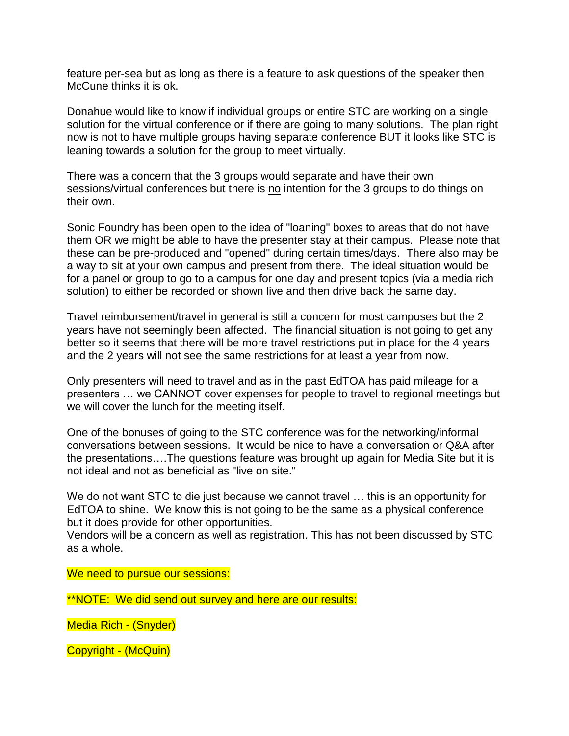feature per-sea but as long as there is a feature to ask questions of the speaker then McCune thinks it is ok.

Donahue would like to know if individual groups or entire STC are working on a single solution for the virtual conference or if there are going to many solutions. The plan right now is not to have multiple groups having separate conference BUT it looks like STC is leaning towards a solution for the group to meet virtually.

There was a concern that the 3 groups would separate and have their own sessions/virtual conferences but there is <u>no</u> intention for the 3 groups to do things on their own.

Sonic Foundry has been open to the idea of "loaning" boxes to areas that do not have them OR we might be able to have the presenter stay at their campus. Please note that these can be pre-produced and "opened" during certain times/days. There also may be a way to sit at your own campus and present from there. The ideal situation would be for a panel or group to go to a campus for one day and present topics (via a media rich solution) to either be recorded or shown live and then drive back the same day.

Travel reimbursement/travel in general is still a concern for most campuses but the 2 years have not seemingly been affected. The financial situation is not going to get any better so it seems that there will be more travel restrictions put in place for the 4 years and the 2 years will not see the same restrictions for at least a year from now.

Only presenters will need to travel and as in the past EdTOA has paid mileage for a presenters … we CANNOT cover expenses for people to travel to regional meetings but we will cover the lunch for the meeting itself.

One of the bonuses of going to the STC conference was for the networking/informal conversations between sessions. It would be nice to have a conversation or Q&A after the presentations….The questions feature was brought up again for Media Site but it is not ideal and not as beneficial as "live on site."

We do not want STC to die just because we cannot travel … this is an opportunity for EdTOA to shine. We know this is not going to be the same as a physical conference but it does provide for other opportunities.
Vendors will be a concern as well as registration. This has not been discussed by STC as a whole.

We need to pursue our sessions:

**NOTE: We did send out survey and here are our results:

Media Rich - (Snyder)

Copyright - (McQuin)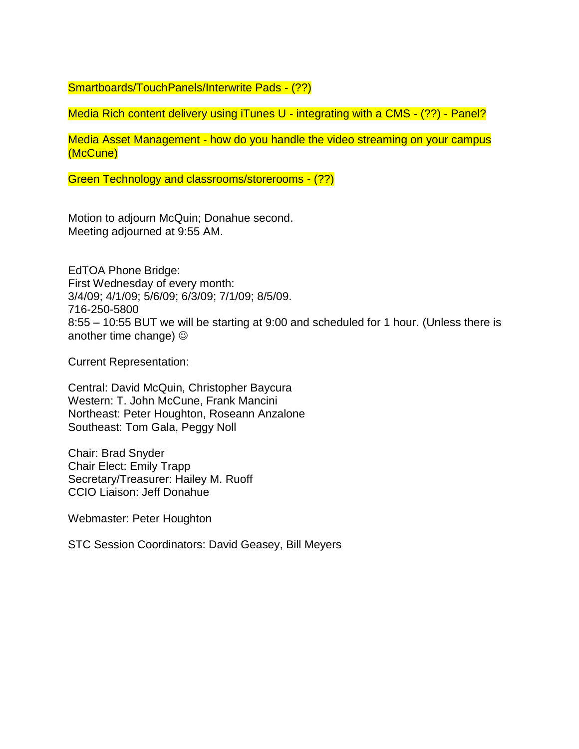Smartboards/TouchPanels/Interwrite Pads - (??)

Media Rich content delivery using iTunes U - integrating with a CMS - (??) - Panel?

Media Asset Management - how do you handle the video streaming on your campus (McCune)

Green Technology and classrooms/storerooms - (??)

Motion to adjourn McQuin; Donahue second.
Meeting adjourned at 9:55 AM.

EdTOA Phone Bridge:
First Wednesday of every month:
3/4/09; 4/1/09; 5/6/09; 6/3/09; 7/1/09; 8/5/09.
716-250-5800
8:55 – 10:55 BUT we will be starting at 9:00 and scheduled for 1 hour. (Unless there is another time change) ☺

Current Representation:

Central: David McQuin, Christopher Baycura
Western: T. John McCune, Frank Mancini
Northeast: Peter Houghton, Roseann Anzalone
Southeast: Tom Gala, Peggy Noll

Chair: Brad Snyder
Chair Elect: Emily Trapp
Secretary/Treasurer: Hailey M. Ruoff
CCIO Liaison: Jeff Donahue

Webmaster: Peter Houghton

STC Session Coordinators: David Geasey, Bill Meyers